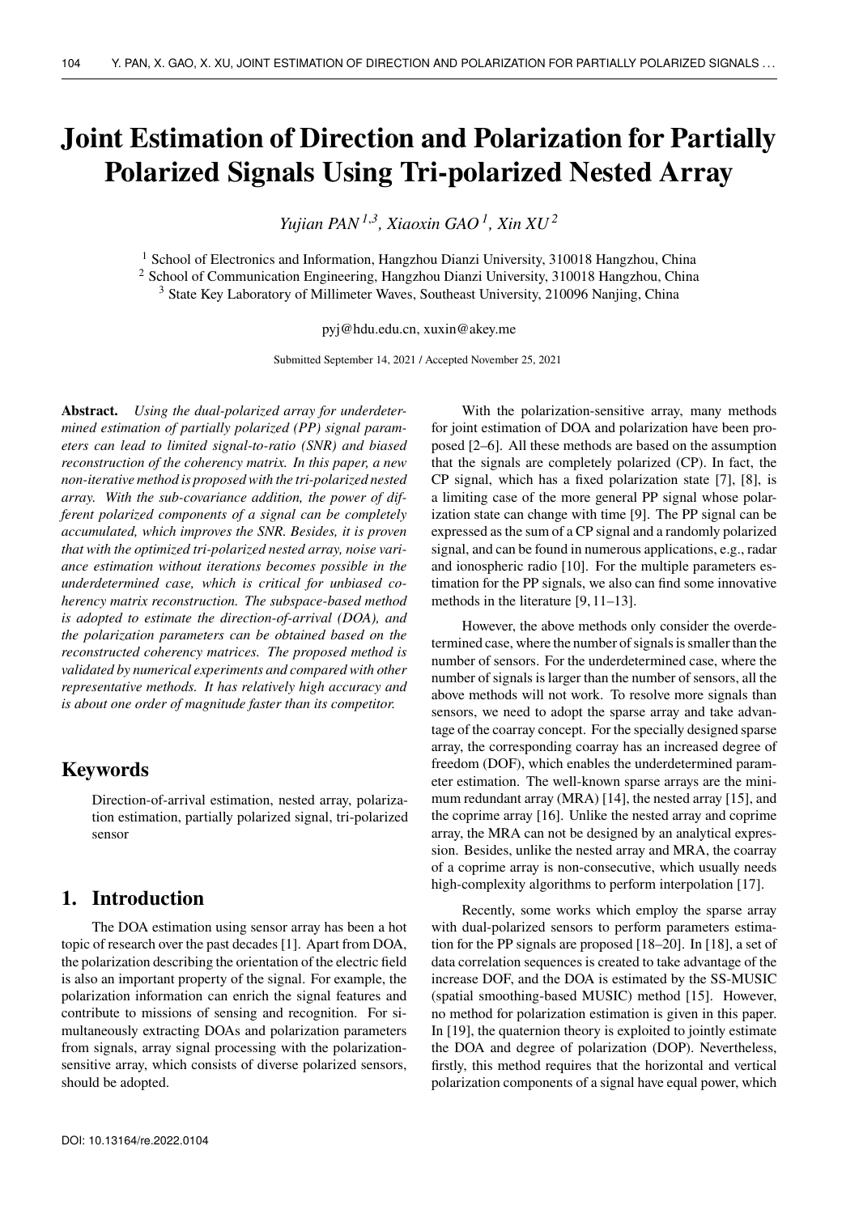# Joint Estimation of Direction and Polarization for Partially Polarized Signals Using Tri-polarized Nested Array

*Yujian PAN [1,3], Xiaoxin GAO [1], Xin XU [2]*

[1] School of Electronics and Information, Hangzhou Dianzi University, 310018 Hangzhou, China
[2] School of Communication Engineering, Hangzhou Dianzi University, 310018 Hangzhou, China
[3] State Key Laboratory of Millimeter Waves, Southeast University, 210096 Nanjing, China

pyj@hdu.edu.cn, xuxin@akey.me

Submitted September 14, 2021 / Accepted November 25, 2021

**Abstract.** *Using the dual-polarized array for underdetermined estimation of partially polarized (PP) signal parameters can lead to limited signal-to-ratio (SNR) and biased reconstruction of the coherency matrix. In this paper, a new non-iterative method is proposed with the tri-polarized nested array. With the sub-covariance addition, the power of different polarized components of a signal can be completely accumulated, which improves the SNR. Besides, it is proven that with the optimized tri-polarized nested array, noise variance estimation without iterations becomes possible in the underdetermined case, which is critical for unbiased coherency matrix reconstruction. The subspace-based method is adopted to estimate the direction-of-arrival (DOA), and the polarization parameters can be obtained based on the reconstructed coherency matrices. The proposed method is validated by numerical experiments and compared with other representative methods. It has relatively high accuracy and is about one order of magnitude faster than its competitor.*

## Keywords

Direction-of-arrival estimation, nested array, polarization estimation, partially polarized signal, tri-polarized sensor

## 1. Introduction

The DOA estimation using sensor array has been a hot topic of research over the past decades [1]. Apart from DOA, the polarization describing the orientation of the electric field is also an important property of the signal. For example, the polarization information can enrich the signal features and contribute to missions of sensing and recognition. For simultaneously extracting DOAs and polarization parameters from signals, array signal processing with the polarization-sensitive array, which consists of diverse polarized sensors, should be adopted.

With the polarization-sensitive array, many methods for joint estimation of DOA and polarization have been proposed [2–6]. All these methods are based on the assumption that the signals are completely polarized (CP). In fact, the CP signal, which has a fixed polarization state [7], [8], is a limiting case of the more general PP signal whose polarization state can change with time [9]. The PP signal can be expressed as the sum of a CP signal and a randomly polarized signal, and can be found in numerous applications, e.g., radar and ionospheric radio [10]. For the multiple parameters estimation for the PP signals, we also can find some innovative methods in the literature [9, 11–13].

However, the above methods only consider the overdetermined case, where the number of signals is smaller than the number of sensors. For the underdetermined case, where the number of signals is larger than the number of sensors, all the above methods will not work. To resolve more signals than sensors, we need to adopt the sparse array and take advantage of the coarray concept. For the specially designed sparse array, the corresponding coarray has an increased degree of freedom (DOF), which enables the underdetermined parameter estimation. The well-known sparse arrays are the minimum redundant array (MRA) [14], the nested array [15], and the coprime array [16]. Unlike the nested array and coprime array, the MRA can not be designed by an analytical expression. Besides, unlike the nested array and MRA, the coarray of a coprime array is non-consecutive, which usually needs high-complexity algorithms to perform interpolation [17].

Recently, some works which employ the sparse array with dual-polarized sensors to perform parameters estimation for the PP signals are proposed [18–20]. In [18], a set of data correlation sequences is created to take advantage of the increase DOF, and the DOA is estimated by the SS-MUSIC (spatial smoothing-based MUSIC) method [15]. However, no method for polarization estimation is given in this paper. In [19], the quaternion theory is exploited to jointly estimate the DOA and degree of polarization (DOP). Nevertheless, firstly, this method requires that the horizontal and vertical polarization components of a signal have equal power, which

DOI: 10.13164/re.2022.0104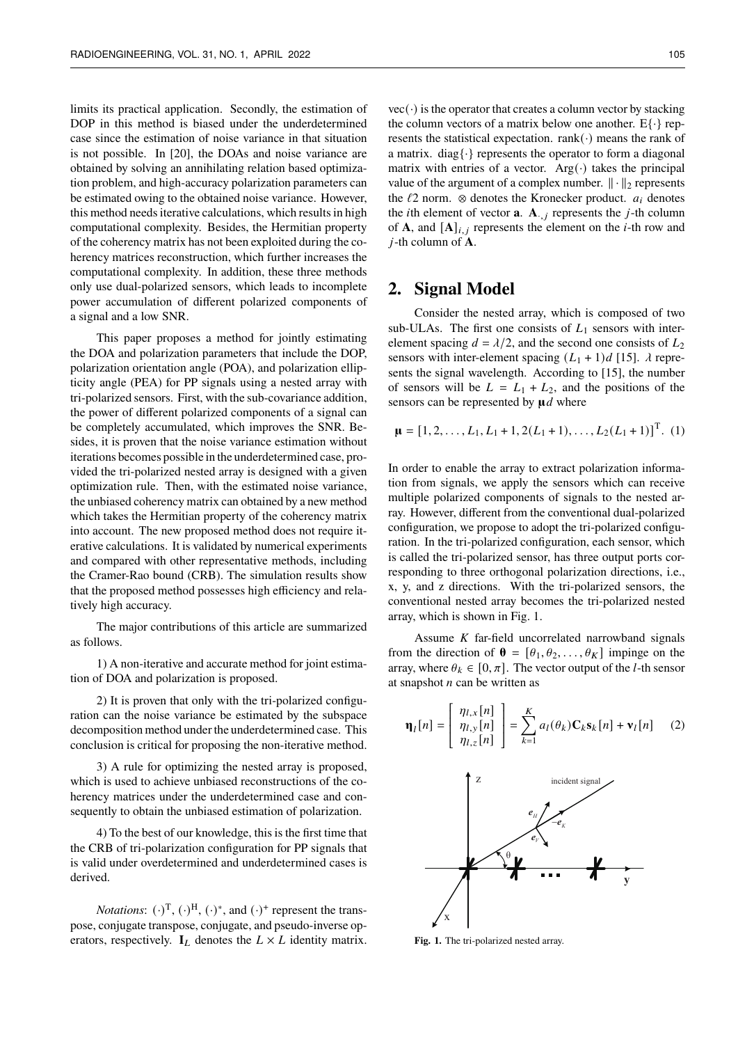limits its practical application. Secondly, the estimation of DOP in this method is biased under the underdetermined case since the estimation of noise variance in that situation is not possible. In [20], the DOAs and noise variance are obtained by solving an annihilating relation based optimization problem, and high-accuracy polarization parameters can be estimated owing to the obtained noise variance. However, this method needs iterative calculations, which results in high computational complexity. Besides, the Hermitian property of the coherency matrix has not been exploited during the coherency matrices reconstruction, which further increases the computational complexity. In addition, these three methods only use dual-polarized sensors, which leads to incomplete power accumulation of different polarized components of a signal and a low SNR.

This paper proposes a method for jointly estimating the DOA and polarization parameters that include the DOP, polarization orientation angle (POA), and polarization ellipticity angle (PEA) for PP signals using a nested array with tri-polarized sensors. First, with the sub-covariance addition, the power of different polarized components of a signal can be completely accumulated, which improves the SNR. Besides, it is proven that the noise variance estimation without iterations becomes possible in the underdetermined case, provided the tri-polarized nested array is designed with a given optimization rule. Then, with the estimated noise variance, the unbiased coherency matrix can obtained by a new method which takes the Hermitian property of the coherency matrix into account. The new proposed method does not require iterative calculations. It is validated by numerical experiments and compared with other representative methods, including the Cramer-Rao bound (CRB). The simulation results show that the proposed method possesses high efficiency and relatively high accuracy.

The major contributions of this article are summarized as follows.

1) A non-iterative and accurate method for joint estimation of DOA and polarization is proposed.

2) It is proven that only with the tri-polarized configuration can the noise variance be estimated by the subspace decomposition method under the underdetermined case. This conclusion is critical for proposing the non-iterative method.

3) A rule for optimizing the nested array is proposed, which is used to achieve unbiased reconstructions of the coherency matrices under the underdetermined case and consequently to obtain the unbiased estimation of polarization.

4) To the best of our knowledge, this is the first time that the CRB of tri-polarization configuration for PP signals that is valid under overdetermined and underdetermined cases is derived.

*Notations*: $(\cdot)^{\mathrm{T}}$, $(\cdot)^{\mathrm{H}}$, $(\cdot)^*$, and $(\cdot)^+$ represent the transpose, conjugate transpose, conjugate, and pseudo-inverse operators, respectively. $\mathbf{I}_L$ denotes the $L \times L$ identity matrix. $\mathrm{vec}(\cdot)$ is the operator that creates a column vector by stacking the column vectors of a matrix below one another. $\mathrm{E}\{\cdot\}$ represents the statistical expectation. $\mathrm{rank}(\cdot)$ means the rank of a matrix. $\mathrm{diag}\{\cdot\}$ represents the operator to form a diagonal matrix with entries of a vector. $\mathrm{Arg}(\cdot)$ takes the principal value of the argument of a complex number. $\|\cdot\|_2$ represents the $\ell 2$ norm. $\otimes$ denotes the Kronecker product. $a_i$ denotes the $i$th element of vector $\mathbf{a}$. $\mathbf{A}_{\cdot,j}$ represents the $j$-th column of $\mathbf{A}$, and $[\mathbf{A}]_{i,j}$ represents the element on the $i$-th row and $j$-th column of $\mathbf{A}$.

## 2. Signal Model

Consider the nested array, which is composed of two sub-ULAs. The first one consists of $L_1$ sensors with inter-element spacing $d = \lambda/2$, and the second one consists of $L_2$ sensors with inter-element spacing $(L_1 + 1)d$ [15]. $\lambda$ represents the signal wavelength. According to [15], the number of sensors will be $L = L_1 + L_2$, and the positions of the sensors can be represented by $\boldsymbol{\mu} d$ where

$$\boldsymbol{\mu} = [1, 2, \ldots, L_1, L_1 + 1, 2(L_1 + 1), \ldots, L_2(L_1 + 1)]^{\mathrm{T}}. \quad (1)$$

In order to enable the array to extract polarization information from signals, we apply the sensors which can receive multiple polarized components of signals to the nested array. However, different from the conventional dual-polarized configuration, we propose to adopt the tri-polarized configuration. In the tri-polarized configuration, each sensor, which is called the tri-polarized sensor, has three output ports corresponding to three orthogonal polarization directions, i.e., x, y, and z directions. With the tri-polarized sensors, the conventional nested array becomes the tri-polarized nested array, which is shown in Fig. 1.

Assume $K$ far-field uncorrelated narrowband signals from the direction of $\boldsymbol{\theta} = [\theta_1, \theta_2, \ldots, \theta_K]$ impinge on the array, where $\theta_k \in [0, \pi]$. The vector output of the $l$-th sensor at snapshot $n$ can be written as

$$\boldsymbol{\eta}_l[n] = \begin{bmatrix} \eta_{l,x}[n] \\ \eta_{l,y}[n] \\ \eta_{l,z}[n] \end{bmatrix} = \sum_{k=1}^{K} a_l(\theta_k)\mathbf{C}_k \mathbf{s}_k[n] + \mathbf{v}_l[n] \quad (2)$$

**Fig. 1.** The tri-polarized nested array.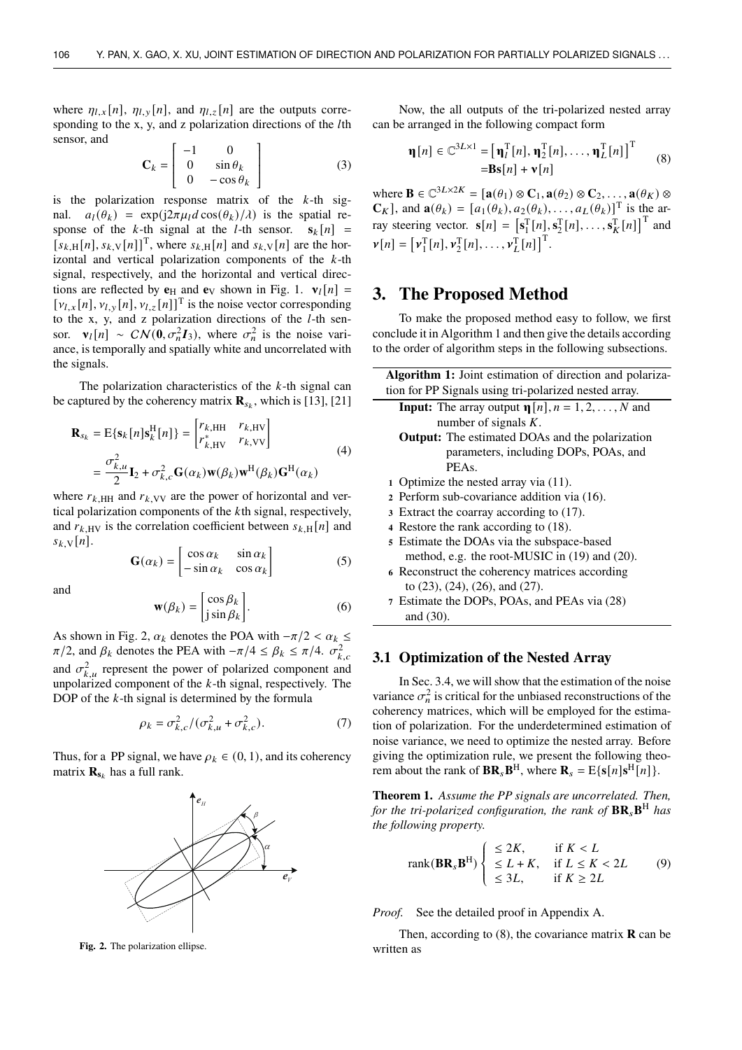where $\eta_{l,x}[n]$, $\eta_{l,y}[n]$, and $\eta_{l,z}[n]$ are the outputs corresponding to the x, y, and z polarization directions of the $l$th sensor, and

$$\mathbf{C}_k = \begin{bmatrix} -1 & 0 \\ 0 & \sin\theta_k \\ 0 & -\cos\theta_k \end{bmatrix} \tag{3}$$

is the polarization response matrix of the $k$-th signal. $a_l(\theta_k) = \exp(\mathrm{j}2\pi\mu_l d\cos(\theta_k)/\lambda)$ is the spatial response of the $k$-th signal at the $l$-th sensor. $\mathbf{s}_k[n] = [s_{k,\mathrm{H}}[n], s_{k,\mathrm{V}}[n]]^{\mathrm{T}}$, where $s_{k,\mathrm{H}}[n]$ and $s_{k,\mathrm{V}}[n]$ are the horizontal and vertical polarization components of the $k$-th signal, respectively, and the horizontal and vertical directions are reflected by $\mathbf{e}_\mathrm{H}$ and $\mathbf{e}_\mathrm{V}$ shown in Fig. 1. $\mathbf{v}_l[n] = [\nu_{l,x}[n], \nu_{l,y}[n], \nu_{l,z}[n]]^{\mathrm{T}}$ is the noise vector corresponding to the x, y, and z polarization directions of the $l$-th sensor. $\mathbf{v}_l[n] \sim \mathcal{CN}(\mathbf{0}, \sigma_n^2\mathbf{I}_3)$, where $\sigma_n^2$ is the noise variance, is temporally and spatially white and uncorrelated with the signals.

The polarization characteristics of the $k$-th signal can be captured by the coherency matrix $\mathbf{R}_{s_k}$, which is [13], [21]

$$\begin{aligned}\mathbf{R}_{s_k} &= \mathrm{E}\{\mathbf{s}_k[n]\mathbf{s}_k^{\mathrm{H}}[n]\} = \begin{bmatrix} r_{k,\mathrm{HH}} & r_{k,\mathrm{HV}} \\ r_{k,\mathrm{HV}}^* & r_{k,\mathrm{VV}} \end{bmatrix} \\ &= \frac{\sigma_{k,u}^2}{2}\mathbf{I}_2 + \sigma_{k,c}^2\mathbf{G}(\alpha_k)\mathbf{w}(\beta_k)\mathbf{w}^{\mathrm{H}}(\beta_k)\mathbf{G}^{\mathrm{H}}(\alpha_k)\end{aligned} \tag{4}$$

where $r_{k,\mathrm{HH}}$ and $r_{k,\mathrm{VV}}$ are the power of horizontal and vertical polarization components of the $k$th signal, respectively, and $r_{k,\mathrm{HV}}$ is the correlation coefficient between $s_{k,\mathrm{H}}[n]$ and $s_{k,\mathrm{V}}[n]$.

$$\mathbf{G}(\alpha_k) = \begin{bmatrix} \cos\alpha_k & \sin\alpha_k \\ -\sin\alpha_k & \cos\alpha_k \end{bmatrix} \tag{5}$$

and

$$\mathbf{w}(\beta_k) = \begin{bmatrix} \cos\beta_k \\ \mathrm{j}\sin\beta_k \end{bmatrix}. \tag{6}$$

As shown in Fig. 2, $\alpha_k$ denotes the POA with $-\pi/2 < \alpha_k \leq \pi/2$, and $\beta_k$ denotes the PEA with $-\pi/4 \leq \beta_k \leq \pi/4$. $\sigma_{k,c}^2$ and $\sigma_{k,u}^2$ represent the power of polarized component and unpolarized component of the $k$-th signal, respectively. The DOP of the $k$-th signal is determined by the formula

$$\rho_k = \sigma_{k,c}^2/(\sigma_{k,u}^2 + \sigma_{k,c}^2). \tag{7}$$

Thus, for a PP signal, we have $\rho_k \in (0, 1)$, and its coherency matrix $\mathbf{R}_{\mathbf{s}_k}$ has a full rank.

**Fig. 2.** The polarization ellipse.

Now, the all outputs of the tri-polarized nested array can be arranged in the following compact form

$$\begin{aligned}\boldsymbol{\eta}[n] \in \mathbb{C}^{3L\times 1} &= \left[\boldsymbol{\eta}_l^{\mathrm{T}}[n], \boldsymbol{\eta}_2^{\mathrm{T}}[n], \ldots, \boldsymbol{\eta}_L^{\mathrm{T}}[n]\right]^{\mathrm{T}} \\ &= \mathbf{B}\mathbf{s}[n] + \mathbf{v}[n]\end{aligned} \tag{8}$$

where $\mathbf{B} \in \mathbb{C}^{3L\times 2K} = [\mathbf{a}(\theta_1)\otimes\mathbf{C}_1, \mathbf{a}(\theta_2)\otimes\mathbf{C}_2, \ldots, \mathbf{a}(\theta_K)\otimes\mathbf{C}_K]$, and $\mathbf{a}(\theta_k) = [a_1(\theta_k), a_2(\theta_k), \ldots, a_L(\theta_k)]^{\mathrm{T}}$ is the array steering vector. $\mathbf{s}[n] = \left[\mathbf{s}_1^{\mathrm{T}}[n], \mathbf{s}_2^{\mathrm{T}}[n], \ldots, \mathbf{s}_K^{\mathrm{T}}[n]\right]^{\mathrm{T}}$ and $\boldsymbol{\nu}[n] = \left[\boldsymbol{\nu}_1^{\mathrm{T}}[n], \boldsymbol{\nu}_2^{\mathrm{T}}[n], \ldots, \boldsymbol{\nu}_L^{\mathrm{T}}[n]\right]^{\mathrm{T}}$.

## 3. The Proposed Method

To make the proposed method easy to follow, we first conclude it in Algorithm 1 and then give the details according to the order of algorithm steps in the following subsections.

**Algorithm 1:** Joint estimation of direction and polarization for PP Signals using tri-polarized nested array.

**Input:** The array output $\boldsymbol{\eta}[n], n = 1, 2, \ldots, N$ and number of signals $K$.

**Output:** The estimated DOAs and the polarization parameters, including DOPs, POAs, and PEAs.

1. Optimize the nested array via (11).
2. Perform sub-covariance addition via (16).
3. Extract the coarray according to (17).
4. Restore the rank according to (18).
5. Estimate the DOAs via the subspace-based method, e.g. the root-MUSIC in (19) and (20).
6. Reconstruct the coherency matrices according to (23), (24), (26), and (27).
7. Estimate the DOPs, POAs, and PEAs via (28) and (30).

### 3.1 Optimization of the Nested Array

In Sec. 3.4, we will show that the estimation of the noise variance $\sigma_n^2$ is critical for the unbiased reconstructions of the coherency matrices, which will be employed for the estimation of polarization. For the underdetermined estimation of noise variance, we need to optimize the nested array. Before giving the optimization rule, we present the following theorem about the rank of $\mathbf{B}\mathbf{R}_s\mathbf{B}^{\mathrm{H}}$, where $\mathbf{R}_s = \mathrm{E}\{\mathbf{s}[n]\mathbf{s}^{\mathrm{H}}[n]\}$.

**Theorem 1.** *Assume the PP signals are uncorrelated. Then, for the tri-polarized configuration, the rank of $\mathbf{B}\mathbf{R}_s\mathbf{B}^{\mathrm{H}}$ has the following property.*

$$\mathrm{rank}(\mathbf{B}\mathbf{R}_s\mathbf{B}^{\mathrm{H}}) \begin{cases} \leq 2K, & \text{if } K < L \\ \leq L + K, & \text{if } L \leq K < 2L \\ \leq 3L, & \text{if } K \geq 2L \end{cases} \tag{9}$$

*Proof.* See the detailed proof in Appendix A.

Then, according to (8), the covariance matrix $\mathbf{R}$ can be written as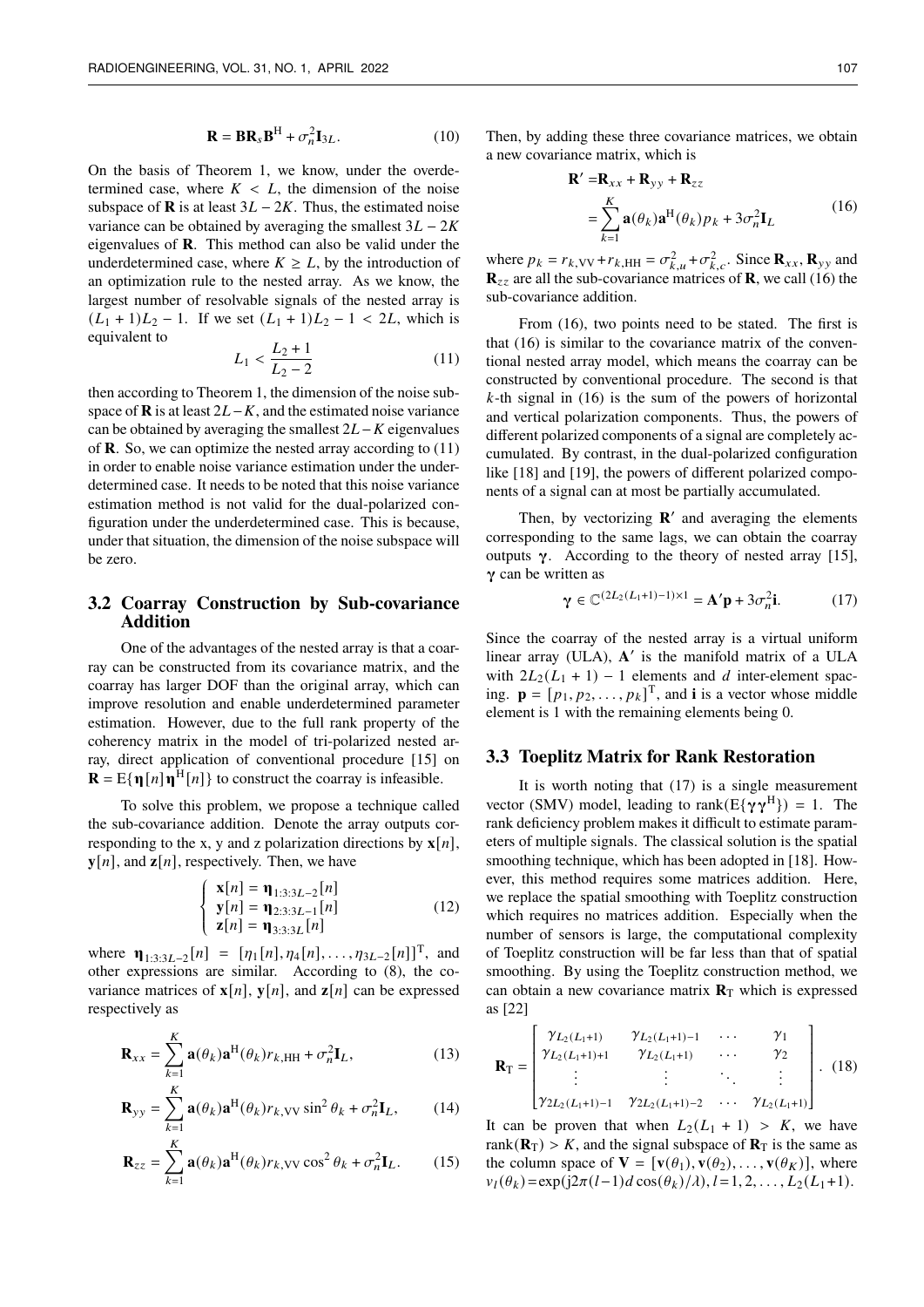$$\mathbf{R} = \mathbf{B}\mathbf{R}_s\mathbf{B}^{\mathrm{H}} + \sigma_n^2\mathbf{I}_{3L}. \tag{10}$$

On the basis of Theorem 1, we know, under the overdetermined case, where $K < L$, the dimension of the noise subspace of $\mathbf{R}$ is at least $3L - 2K$. Thus, the estimated noise variance can be obtained by averaging the smallest $3L - 2K$ eigenvalues of $\mathbf{R}$. This method can also be valid under the underdetermined case, where $K \geq L$, by the introduction of an optimization rule to the nested array. As we know, the largest number of resolvable signals of the nested array is $(L_1 + 1)L_2 - 1$. If we set $(L_1 + 1)L_2 - 1 < 2L$, which is equivalent to

$$L_1 < \frac{L_2 + 1}{L_2 - 2} \tag{11}$$

then according to Theorem 1, the dimension of the noise subspace of $\mathbf{R}$ is at least $2L - K$, and the estimated noise variance can be obtained by averaging the smallest $2L - K$ eigenvalues of $\mathbf{R}$. So, we can optimize the nested array according to (11) in order to enable noise variance estimation under the underdetermined case. It needs to be noted that this noise variance estimation method is not valid for the dual-polarized configuration under the underdetermined case. This is because, under that situation, the dimension of the noise subspace will be zero.

### 3.2 Coarray Construction by Sub-covariance Addition

One of the advantages of the nested array is that a coarray can be constructed from its covariance matrix, and the coarray has larger DOF than the original array, which can improve resolution and enable underdetermined parameter estimation. However, due to the full rank property of the coherency matrix in the model of tri-polarized nested array, direct application of conventional procedure [15] on $\mathbf{R} = \mathrm{E}\{\boldsymbol{\eta}[n]\boldsymbol{\eta}^{\mathrm{H}}[n]\}$ to construct the coarray is infeasible.

To solve this problem, we propose a technique called the sub-covariance addition. Denote the array outputs corresponding to the x, y and z polarization directions by $\mathbf{x}[n]$, $\mathbf{y}[n]$, and $\mathbf{z}[n]$, respectively. Then, we have

$$\begin{cases} \mathbf{x}[n] = \boldsymbol{\eta}_{1:3:3L-2}[n] \\ \mathbf{y}[n] = \boldsymbol{\eta}_{2:3:3L-1}[n] \\ \mathbf{z}[n] = \boldsymbol{\eta}_{3:3:3L}[n] \end{cases} \tag{12}$$

where $\boldsymbol{\eta}_{1:3:3L-2}[n] = [\eta_1[n], \eta_4[n], \ldots, \eta_{3L-2}[n]]^{\mathrm{T}}$, and other expressions are similar. According to (8), the covariance matrices of $\mathbf{x}[n]$, $\mathbf{y}[n]$, and $\mathbf{z}[n]$ can be expressed respectively as

$$\mathbf{R}_{xx} = \sum_{k=1}^{K} \mathbf{a}(\theta_k)\mathbf{a}^{\mathrm{H}}(\theta_k) r_{k,\mathrm{HH}} + \sigma_n^2\mathbf{I}_L, \tag{13}$$

$$\mathbf{R}_{yy} = \sum_{k=1}^{K} \mathbf{a}(\theta_k)\mathbf{a}^{\mathrm{H}}(\theta_k) r_{k,\mathrm{VV}} \sin^2\theta_k + \sigma_n^2\mathbf{I}_L, \tag{14}$$

$$\mathbf{R}_{zz} = \sum_{k=1}^{K} \mathbf{a}(\theta_k)\mathbf{a}^{\mathrm{H}}(\theta_k) r_{k,\mathrm{VV}} \cos^2\theta_k + \sigma_n^2\mathbf{I}_L. \tag{15}$$

Then, by adding these three covariance matrices, we obtain a new covariance matrix, which is

$$\begin{aligned} \mathbf{R}' &= \mathbf{R}_{xx} + \mathbf{R}_{yy} + \mathbf{R}_{zz} \\ &= \sum_{k=1}^{K} \mathbf{a}(\theta_k)\mathbf{a}^{\mathrm{H}}(\theta_k) p_k + 3\sigma_n^2\mathbf{I}_L \end{aligned} \tag{16}$$

where $p_k = r_{k,\mathrm{VV}} + r_{k,\mathrm{HH}} = \sigma_{k,u}^2 + \sigma_{k,c}^2$. Since $\mathbf{R}_{xx}$, $\mathbf{R}_{yy}$ and $\mathbf{R}_{zz}$ are all the sub-covariance matrices of $\mathbf{R}$, we call (16) the sub-covariance addition.

From (16), two points need to be stated. The first is that (16) is similar to the covariance matrix of the conventional nested array model, which means the coarray can be constructed by conventional procedure. The second is that $k$-th signal in (16) is the sum of the powers of horizontal and vertical polarization components. Thus, the powers of different polarized components of a signal are completely accumulated. By contrast, in the dual-polarized configuration like [18] and [19], the powers of different polarized components of a signal can at most be partially accumulated.

Then, by vectorizing $\mathbf{R}'$ and averaging the elements corresponding to the same lags, we can obtain the coarray outputs $\boldsymbol{\gamma}$. According to the theory of nested array [15], $\boldsymbol{\gamma}$ can be written as

$$\boldsymbol{\gamma} \in \mathbb{C}^{(2L_2(L_1+1)-1)\times 1} = \mathbf{A}'\mathbf{p} + 3\sigma_n^2\mathbf{i}. \tag{17}$$

Since the coarray of the nested array is a virtual uniform linear array (ULA), $\mathbf{A}'$ is the manifold matrix of a ULA with $2L_2(L_1 + 1) - 1$ elements and $d$ inter-element spacing. $\mathbf{p} = [p_1, p_2, \ldots, p_k]^{\mathrm{T}}$, and $\mathbf{i}$ is a vector whose middle element is 1 with the remaining elements being 0.

### 3.3 Toeplitz Matrix for Rank Restoration

It is worth noting that (17) is a single measurement vector (SMV) model, leading to $\mathrm{rank}(\mathrm{E}\{\boldsymbol{\gamma}\boldsymbol{\gamma}^{\mathrm{H}}\}) = 1$. The rank deficiency problem makes it difficult to estimate parameters of multiple signals. The classical solution is the spatial smoothing technique, which has been adopted in [18]. However, this method requires some matrices addition. Here, we replace the spatial smoothing with Toeplitz construction which requires no matrices addition. Especially when the number of sensors is large, the computational complexity of Toeplitz construction will be far less than that of spatial smoothing. By using the Toeplitz construction method, we can obtain a new covariance matrix $\mathbf{R}_{\mathrm{T}}$ which is expressed as [22]

$$\mathbf{R}_{\mathrm{T}} = \begin{bmatrix} \gamma_{L_2(L_1+1)} & \gamma_{L_2(L_1+1)-1} & \cdots & \gamma_1 \\ \gamma_{L_2(L_1+1)+1} & \gamma_{L_2(L_1+1)} & \cdots & \gamma_2 \\ \vdots & \vdots & \ddots & \vdots \\ \gamma_{2L_2(L_1+1)-1} & \gamma_{2L_2(L_1+1)-2} & \cdots & \gamma_{L_2(L_1+1)} \end{bmatrix}. \tag{18}$$

It can be proven that when $L_2(L_1 + 1) > K$, we have $\mathrm{rank}(\mathbf{R}_{\mathrm{T}}) > K$, and the signal subspace of $\mathbf{R}_{\mathrm{T}}$ is the same as the column space of $\mathbf{V} = [\mathbf{v}(\theta_1), \mathbf{v}(\theta_2), \ldots, \mathbf{v}(\theta_K)]$, where $v_l(\theta_k) = \exp(\mathrm{j}2\pi(l-1)d\cos(\theta_k)/\lambda), l = 1, 2, \ldots, L_2(L_1+1)$.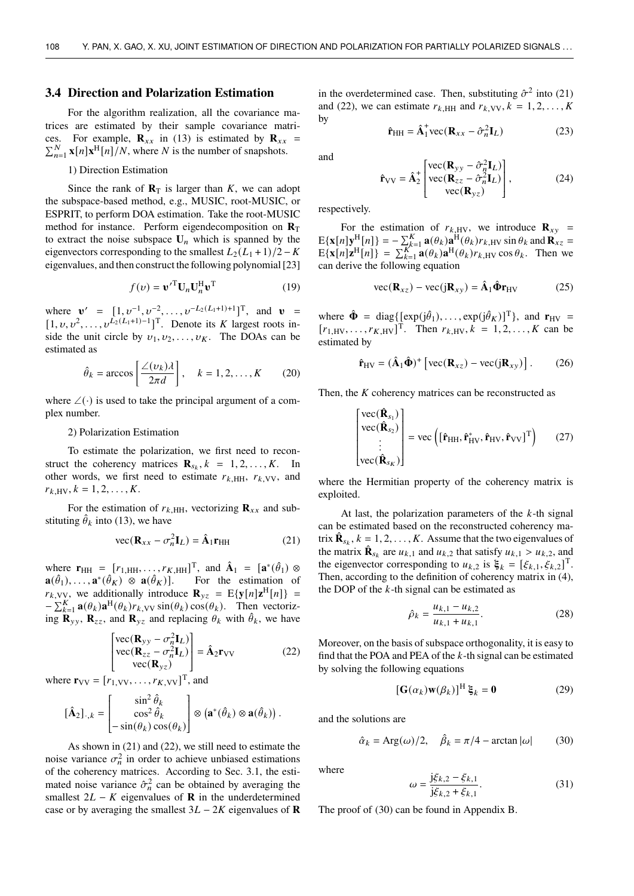### 3.4 Direction and Polarization Estimation

For the algorithm realization, all the covariance matrices are estimated by their sample covariance matrices. For example, $\mathbf{R}_{xx}$ in (13) is estimated by $\mathbf{R}_{xx} = \sum_{n=1}^{N} \mathbf{x}[n]\mathbf{x}^{\mathrm{H}}[n]/N$, where $N$ is the number of snapshots.

1) Direction Estimation

Since the rank of $\mathbf{R}_{\mathrm{T}}$ is larger than $K$, we can adopt the subspace-based method, e.g., MUSIC, root-MUSIC, or ESPRIT, to perform DOA estimation. Take the root-MUSIC method for instance. Perform eigendecomposition on $\mathbf{R}_{\mathrm{T}}$ to extract the noise subspace $\mathbf{U}_n$ which is spanned by the eigenvectors corresponding to the smallest $L_2(L_1+1)/2 - K$ eigenvalues, and then construct the following polynomial [23]

$$f(\upsilon) = \boldsymbol{\upsilon}'^{\mathrm{T}} \mathbf{U}_n \mathbf{U}_n^{\mathrm{H}} \boldsymbol{\upsilon}^{\mathrm{T}} \tag{19}$$

where $\boldsymbol{\upsilon}' = [1, \upsilon^{-1}, \upsilon^{-2}, \ldots, \upsilon^{-L_2(L_1+1)+1}]^{\mathrm{T}}$, and $\boldsymbol{\upsilon} = [1, \upsilon, \upsilon^2, \ldots, \upsilon^{L_2(L_1+1)-1}]^{\mathrm{T}}$. Denote its $K$ largest roots inside the unit circle by $\upsilon_1, \upsilon_2, \ldots, \upsilon_K$. The DOAs can be estimated as

$$\hat{\theta}_k = \arccos\left[\frac{\angle(\upsilon_k)\lambda}{2\pi d}\right], \quad k = 1, 2, \ldots, K \tag{20}$$

where $\angle(\cdot)$ is used to take the principal argument of a complex number.

2) Polarization Estimation

To estimate the polarization, we first need to reconstruct the coherency matrices $\mathbf{R}_{s_k}, k = 1, 2, \ldots, K$. In other words, we first need to estimate $r_{k,\mathrm{HH}}$, $r_{k,\mathrm{VV}}$, and $r_{k,\mathrm{HV}}, k = 1, 2, \ldots, K$.

For the estimation of $r_{k,\mathrm{HH}}$, vectorizing $\mathbf{R}_{xx}$ and substituting $\hat{\theta}_k$ into (13), we have

$$\mathrm{vec}(\mathbf{R}_{xx} - \sigma_n^2 \mathbf{I}_L) = \hat{\mathbf{A}}_1 \mathbf{r}_{\mathrm{HH}} \tag{21}$$

where $\mathbf{r}_{\mathrm{HH}} = [r_{1,\mathrm{HH}}, \ldots, r_{K,\mathrm{HH}}]^{\mathrm{T}}$, and $\hat{\mathbf{A}}_1 = [\mathbf{a}^*(\hat{\theta}_1) \otimes \mathbf{a}(\hat{\theta}_1), \ldots, \mathbf{a}^*(\hat{\theta}_K) \otimes \mathbf{a}(\hat{\theta}_K)]$. For the estimation of $r_{k,\mathrm{VV}}$, we additionally introduce $\mathbf{R}_{yz} = \mathrm{E}\{\mathbf{y}[n]\mathbf{z}^{\mathrm{H}}[n]\} = -\sum_{k=1}^{K} \mathbf{a}(\theta_k)\mathbf{a}^{\mathrm{H}}(\theta_k) r_{k,\mathrm{VV}} \sin(\theta_k)\cos(\theta_k)$. Then vectorizing $\mathbf{R}_{yy}$, $\mathbf{R}_{zz}$, and $\mathbf{R}_{yz}$ and replacing $\theta_k$ with $\hat{\theta}_k$, we have

$$\begin{bmatrix} \mathrm{vec}(\mathbf{R}_{yy} - \sigma_n^2 \mathbf{I}_L) \\ \mathrm{vec}(\mathbf{R}_{zz} - \sigma_n^2 \mathbf{I}_L) \\ \mathrm{vec}(\mathbf{R}_{yz}) \end{bmatrix} = \hat{\mathbf{A}}_2 \mathbf{r}_{\mathrm{VV}} \tag{22}$$

where $\mathbf{r}_{\mathrm{VV}} = [r_{1,\mathrm{VV}}, \ldots, r_{K,\mathrm{VV}}]^{\mathrm{T}}$, and

$$[\hat{\mathbf{A}}_2]_{\cdot,k} = \begin{bmatrix} \sin^2 \hat{\theta}_k \\ \cos^2 \hat{\theta}_k \\ -\sin(\theta_k)\cos(\theta_k) \end{bmatrix} \otimes \left(\mathbf{a}^*(\hat{\theta}_k) \otimes \mathbf{a}(\hat{\theta}_k)\right).$$

As shown in (21) and (22), we still need to estimate the noise variance $\sigma_n^2$ in order to achieve unbiased estimations of the coherency matrices. According to Sec. 3.1, the estimated noise variance $\hat{\sigma}_n^2$ can be obtained by averaging the smallest $2L - K$ eigenvalues of $\mathbf{R}$ in the underdetermined case or by averaging the smallest $3L - 2K$ eigenvalues of $\mathbf{R}$ in the overdetermined case. Then, substituting $\hat{\sigma}^2$ into (21) and (22), we can estimate $r_{k,\mathrm{HH}}$ and $r_{k,\mathrm{VV}}, k = 1, 2, \ldots, K$ by

$$\hat{\mathbf{r}}_{\mathrm{HH}} = \hat{\mathbf{A}}_1^+ \mathrm{vec}(\mathbf{R}_{xx} - \hat{\sigma}_n^2 \mathbf{I}_L) \tag{23}$$

and

$$\hat{\mathbf{r}}_{\mathrm{VV}} = \hat{\mathbf{A}}_2^+ \begin{bmatrix} \mathrm{vec}(\mathbf{R}_{yy} - \hat{\sigma}_n^2 \mathbf{I}_L) \\ \mathrm{vec}(\mathbf{R}_{zz} - \hat{\sigma}_n^2 \mathbf{I}_L) \\ \mathrm{vec}(\mathbf{R}_{yz}) \end{bmatrix}, \tag{24}$$

respectively.

For the estimation of $r_{k,\mathrm{HV}}$, we introduce $\mathbf{R}_{xy} = \mathrm{E}\{\mathbf{x}[n]\mathbf{y}^{\mathrm{H}}[n]\} = -\sum_{k=1}^{K} \mathbf{a}(\theta_k)\mathbf{a}^{\mathrm{H}}(\theta_k) r_{k,\mathrm{HV}} \sin\theta_k$ and $\mathbf{R}_{xz} = \mathrm{E}\{\mathbf{x}[n]\mathbf{z}^{\mathrm{H}}[n]\} = \sum_{k=1}^{K} \mathbf{a}(\theta_k)\mathbf{a}^{\mathrm{H}}(\theta_k) r_{k,\mathrm{HV}} \cos\theta_k$. Then we can derive the following equation

$$\mathrm{vec}(\mathbf{R}_{xz}) - \mathrm{vec}(\mathrm{j}\mathbf{R}_{xy}) = \hat{\mathbf{A}}_1 \hat{\boldsymbol{\Phi}} \mathbf{r}_{\mathrm{HV}} \tag{25}$$

where $\hat{\boldsymbol{\Phi}} = \mathrm{diag}\{[\exp(\mathrm{j}\hat{\theta}_1), \ldots, \exp(\mathrm{j}\hat{\theta}_K)]^{\mathrm{T}}\}$, and $\mathbf{r}_{\mathrm{HV}} = [r_{1,\mathrm{HV}}, \ldots, r_{K,\mathrm{HV}}]^{\mathrm{T}}$. Then $r_{k,\mathrm{HV}}, k = 1, 2, \ldots, K$ can be estimated by

$$\hat{\mathbf{r}}_{\mathrm{HV}} = (\hat{\mathbf{A}}_1 \hat{\boldsymbol{\Phi}})^+ \left[\mathrm{vec}(\mathbf{R}_{xz}) - \mathrm{vec}(\mathrm{j}\mathbf{R}_{xy})\right]. \tag{26}$$

Then, the $K$ coherency matrices can be reconstructed as

$$\begin{bmatrix} \mathrm{vec}(\hat{\mathbf{R}}_{s_1}) \\ \mathrm{vec}(\hat{\mathbf{R}}_{s_2}) \\ \vdots \\ \mathrm{vec}(\hat{\mathbf{R}}_{s_K}) \end{bmatrix} = \mathrm{vec}\left(\left[\hat{\mathbf{r}}_{\mathrm{HH}}, \hat{\mathbf{r}}_{\mathrm{HV}}^*, \hat{\mathbf{r}}_{\mathrm{HV}}, \hat{\mathbf{r}}_{\mathrm{VV}}\right]^{\mathrm{T}}\right) \tag{27}$$

where the Hermitian property of the coherency matrix is exploited.

At last, the polarization parameters of the $k$-th signal can be estimated based on the reconstructed coherency matrix $\hat{\mathbf{R}}_{s_k}, k = 1, 2, \ldots, K$. Assume that the two eigenvalues of the matrix $\hat{\mathbf{R}}_{s_k}$ are $u_{k,1}$ and $u_{k,2}$ that satisfy $u_{k,1} > u_{k,2}$, and the eigenvector corresponding to $u_{k,2}$ is $\boldsymbol{\xi}_k = [\xi_{k,1}, \xi_{k,2}]^{\mathrm{T}}$. Then, according to the definition of coherency matrix in (4), the DOP of the $k$-th signal can be estimated as

$$\hat{\rho}_k = \frac{u_{k,1} - u_{k,2}}{u_{k,1} + u_{k,1}}. \tag{28}$$

Moreover, on the basis of subspace orthogonality, it is easy to find that the POA and PEA of the $k$-th signal can be estimated by solving the following equations

$$[\mathbf{G}(\alpha_k)\mathbf{w}(\beta_k)]^{\mathrm{H}} \boldsymbol{\xi}_k = \mathbf{0} \tag{29}$$

and the solutions are

$$\hat{\alpha}_k = \mathrm{Arg}(\omega)/2, \quad \hat{\beta}_k = \pi/4 - \arctan|\omega| \tag{30}$$

where

$$\omega = \frac{\mathrm{j}\xi_{k,2} - \xi_{k,1}}{\mathrm{j}\xi_{k,2} + \xi_{k,1}}. \tag{31}$$

The proof of (30) can be found in Appendix B.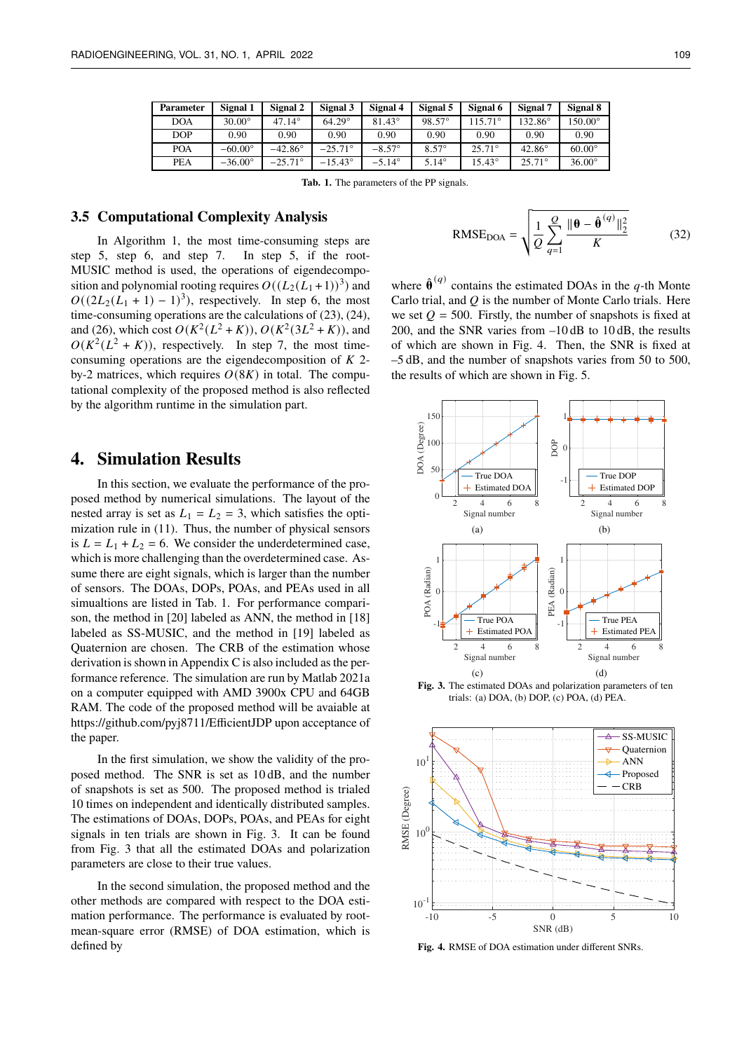| Parameter | Signal 1 | Signal 2 | Signal 3 | Signal 4 | Signal 5 | Signal 6 | Signal 7 | Signal 8 |
|---|---|---|---|---|---|---|---|---|
| DOA | 30.00° | 47.14° | 64.29° | 81.43° | 98.57° | 115.71° | 132.86° | 150.00° |
| DOP | 0.90 | 0.90 | 0.90 | 0.90 | 0.90 | 0.90 | 0.90 | 0.90 |
| POA | −60.00° | −42.86° | −25.71° | −8.57° | 8.57° | 25.71° | 42.86° | 60.00° |
| PEA | −36.00° | −25.71° | −15.43° | −5.14° | 5.14° | 15.43° | 25.71° | 36.00° |

**Tab. 1.** The parameters of the PP signals.

## 3.5 Computational Complexity Analysis

In Algorithm 1, the most time-consuming steps are step 5, step 6, and step 7. In step 5, if the root-MUSIC method is used, the operations of eigendecomposition and polynomial rooting requires $O((L_2(L_1+1))^3)$ and $O((2L_2(L_1+1)-1)^3)$, respectively. In step 6, the most time-consuming operations are the calculations of (23), (24), and (26), which cost $O(K^2(L^2+K))$, $O(K^2(3L^2+K))$, and $O(K^2(L^2+K))$, respectively. In step 7, the most time-consuming operations are the eigendecomposition of $K$ 2-by-2 matrices, which requires $O(8K)$ in total. The computational complexity of the proposed method is also reflected by the algorithm runtime in the simulation part.

# 4. Simulation Results

In this section, we evaluate the performance of the proposed method by numerical simulations. The layout of the nested array is set as $L_1 = L_2 = 3$, which satisfies the optimization rule in (11). Thus, the number of physical sensors is $L = L_1 + L_2 = 6$. We consider the underdetermined case, which is more challenging than the overdetermined case. Assume there are eight signals, which is larger than the number of sensors. The DOAs, DOPs, POAs, and PEAs used in all simualtions are listed in Tab. 1. For performance comparison, the method in [20] labeled as ANN, the method in [18] labeled as SS-MUSIC, and the method in [19] labeled as Quaternion are chosen. The CRB of the estimation whose derivation is shown in Appendix C is also included as the performance reference. The simulation are run by Matlab 2021a on a computer equipped with AMD 3900x CPU and 64GB RAM. The code of the proposed method will be avaiable at https://github.com/pyj8711/EfficientJDP upon acceptance of the paper.

In the first simulation, we show the validity of the proposed method. The SNR is set as 10 dB, and the number of snapshots is set as 500. The proposed method is trialed 10 times on independent and identically distributed samples. The estimations of DOAs, DOPs, POAs, and PEAs for eight signals in ten trials are shown in Fig. 3. It can be found from Fig. 3 that all the estimated DOAs and polarization parameters are close to their true values.

In the second simulation, the proposed method and the other methods are compared with respect to the DOA estimation performance. The performance is evaluated by root-mean-square error (RMSE) of DOA estimation, which is defined by

$$\mathrm{RMSE_{DOA}} = \sqrt{\frac{1}{Q}\sum_{q=1}^{Q}\frac{\|\boldsymbol{\theta}-\hat{\boldsymbol{\theta}}^{(q)}\|_2^2}{K}} \tag{32}$$

where $\hat{\boldsymbol{\theta}}^{(q)}$ contains the estimated DOAs in the $q$-th Monte Carlo trial, and $Q$ is the number of Monte Carlo trials. Here we set $Q = 500$. Firstly, the number of snapshots is fixed at 200, and the SNR varies from –10 dB to 10 dB, the results of which are shown in Fig. 4. Then, the SNR is fixed at –5 dB, and the number of snapshots varies from 50 to 500, the results of which are shown in Fig. 5.

**Fig. 3.** The estimated DOAs and polarization parameters of ten trials: (a) DOA, (b) DOP, (c) POA, (d) PEA.

**Fig. 4.** RMSE of DOA estimation under different SNRs.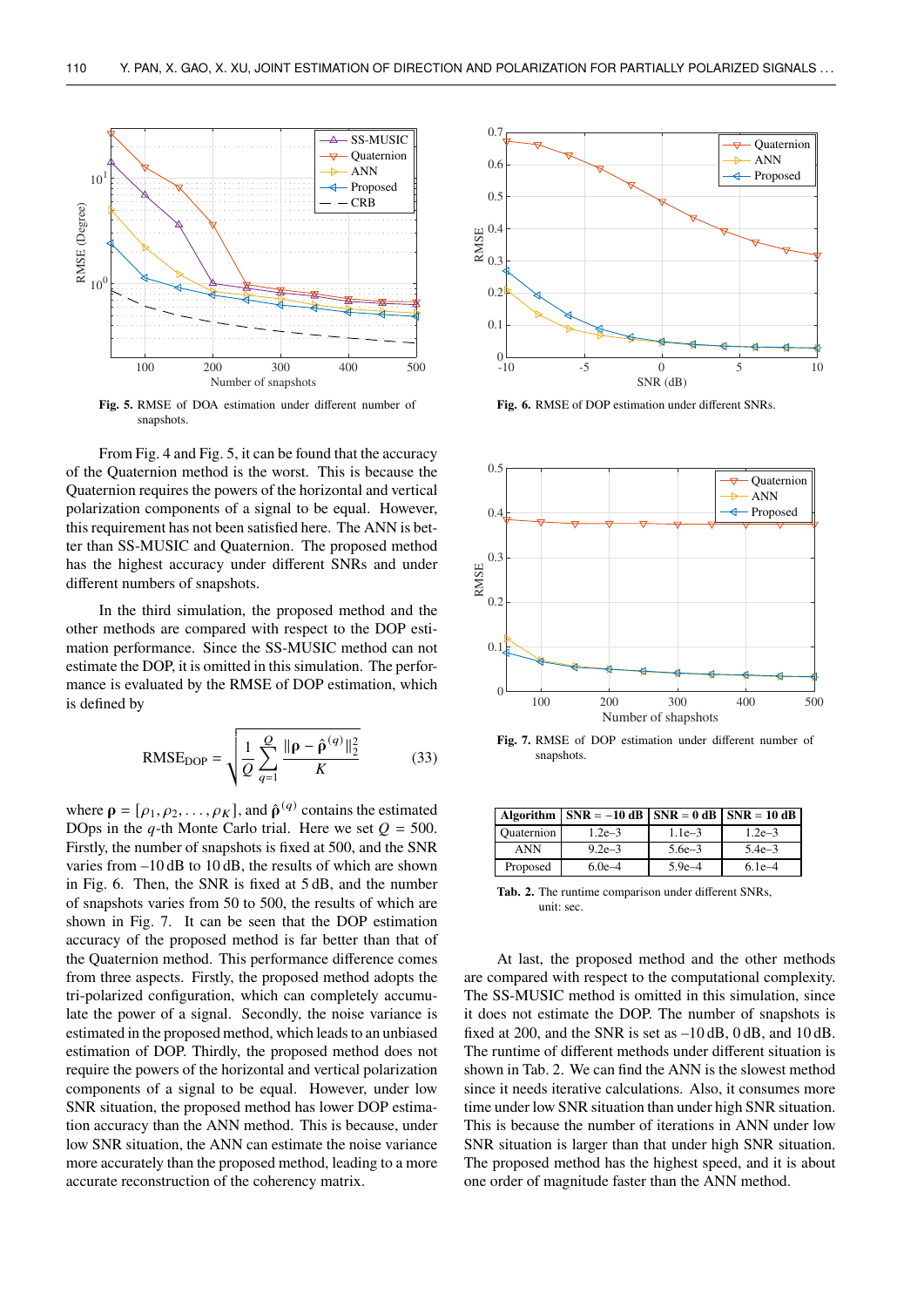**Fig. 5.** RMSE of DOA estimation under different number of snapshots.

**Fig. 6.** RMSE of DOP estimation under different SNRs.

From Fig. 4 and Fig. 5, it can be found that the accuracy of the Quaternion method is the worst. This is because the Quaternion requires the powers of the horizontal and vertical polarization components of a signal to be equal. However, this requirement has not been satisfied here. The ANN is better than SS-MUSIC and Quaternion. The proposed method has the highest accuracy under different SNRs and under different numbers of snapshots.

In the third simulation, the proposed method and the other methods are compared with respect to the DOP estimation performance. Since the SS-MUSIC method can not estimate the DOP, it is omitted in this simulation. The performance is evaluated by the RMSE of DOP estimation, which is defined by

$$\mathrm{RMSE_{DOP}} = \sqrt{\frac{1}{Q}\sum_{q=1}^{Q}\frac{\|\boldsymbol{\rho} - \hat{\boldsymbol{\rho}}^{(q)}\|_2^2}{K}} \tag{33}$$

where $\boldsymbol{\rho} = [\rho_1, \rho_2, \ldots, \rho_K]$, and $\hat{\boldsymbol{\rho}}^{(q)}$ contains the estimated DOPs in the $q$-th Monte Carlo trial. Here we set $Q = 500$. Firstly, the number of snapshots is fixed at 500, and the SNR varies from –10 dB to 10 dB, the results of which are shown in Fig. 6. Then, the SNR is fixed at 5 dB, and the number of snapshots varies from 50 to 500, the results of which are shown in Fig. 7. It can be seen that the DOP estimation accuracy of the proposed method is far better than that of the Quaternion method. This performance difference comes from three aspects. Firstly, the proposed method adopts the tri-polarized configuration, which can completely accumulate the power of a signal. Secondly, the noise variance is estimated in the proposed method, which leads to an unbiased estimation of DOP. Thirdly, the proposed method does not require the powers of the horizontal and vertical polarization components of a signal to be equal. However, under low SNR situation, the proposed method has lower DOP estimation accuracy than the ANN method. This is because, under low SNR situation, the ANN can estimate the noise variance more accurately than the proposed method, leading to a more accurate reconstruction of the coherency matrix.

**Fig. 7.** RMSE of DOP estimation under different number of snapshots.

| Algorithm | SNR = –10 dB | SNR = 0 dB | SNR = 10 dB |
|---|---|---|---|
| Quaternion | 1.2e–3 | 1.1e–3 | 1.2e–3 |
| ANN | 9.2e–3 | 5.6e–3 | 5.4e–3 |
| Proposed | 6.0e–4 | 5.9e–4 | 6.1e–4 |

**Tab. 2.** The runtime comparison under different SNRs, unit: sec.

At last, the proposed method and the other methods are compared with respect to the computational complexity. The SS-MUSIC method is omitted in this simulation, since it does not estimate the DOP. The number of snapshots is fixed at 200, and the SNR is set as –10 dB, 0 dB, and 10 dB. The runtime of different methods under different situation is shown in Tab. 2. We can find the ANN is the slowest method since it needs iterative calculations. Also, it consumes more time under low SNR situation than under high SNR situation. This is because the number of iterations in ANN under low SNR situation is larger than that under high SNR situation. The proposed method has the highest speed, and it is about one order of magnitude faster than the ANN method.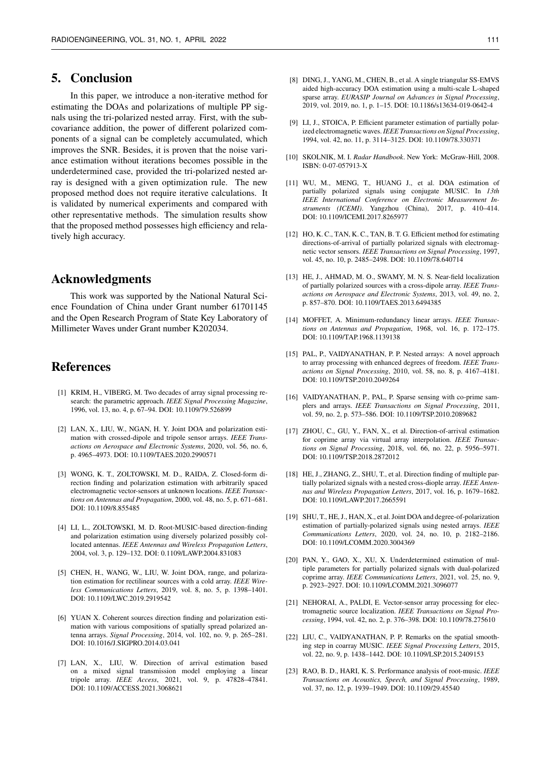## 5. Conclusion

In this paper, we introduce a non-iterative method for estimating the DOAs and polarizations of multiple PP signals using the tri-polarized nested array. First, with the sub-covariance addition, the power of different polarized components of a signal can be completely accumulated, which improves the SNR. Besides, it is proven that the noise variance estimation without iterations becomes possible in the underdetermined case, provided the tri-polarized nested array is designed with a given optimization rule. The new proposed method does not require iterative calculations. It is validated by numerical experiments and compared with other representative methods. The simulation results show that the proposed method possesses high efficiency and relatively high accuracy.

## Acknowledgments

This work was supported by the National Natural Science Foundation of China under Grant number 61701145 and the Open Research Program of State Key Laboratory of Millimeter Waves under Grant number K202034.

## References

[1] KRIM, H., VIBERG, M. Two decades of array signal processing research: the parametric approach. *IEEE Signal Processing Magazine*, 1996, vol. 13, no. 4, p. 67–94. DOI: 10.1109/79.526899

[2] LAN, X., LIU, W., NGAN, H. Y. Joint DOA and polarization estimation with crossed-dipole and tripole sensor arrays. *IEEE Transactions on Aerospace and Electronic Systems*, 2020, vol. 56, no. 6, p. 4965–4973. DOI: 10.1109/TAES.2020.2990571

[3] WONG, K. T., ZOLTOWSKI, M. D., RAIDA, Z. Closed-form direction finding and polarization estimation with arbitrarily spaced electromagnetic vector-sensors at unknown locations. *IEEE Transactions on Antennas and Propagation*, 2000, vol. 48, no. 5, p. 671–681. DOI: 10.1109/8.855485

[4] LI, L., ZOLTOWSKI, M. D. Root-MUSIC-based direction-finding and polarization estimation using diversely polarized possibly collocated antennas. *IEEE Antennas and Wireless Propagation Letters*, 2004, vol. 3, p. 129–132. DOI: 0.1109/LAWP.2004.831083

[5] CHEN, H., WANG, W., LIU, W. Joint DOA, range, and polarization estimation for rectilinear sources with a cold array. *IEEE Wireless Communications Letters*, 2019, vol. 8, no. 5, p. 1398–1401. DOI: 10.1109/LWC.2019.2919542

[6] YUAN X. Coherent sources direction finding and polarization estimation with various compositions of spatially spread polarized antenna arrays. *Signal Processing*, 2014, vol. 102, no. 9, p. 265–281. DOI: 10.1016/J.SIGPRO.2014.03.041

[7] LAN, X., LIU, W. Direction of arrival estimation based on a mixed signal transmission model employing a linear tripole array. *IEEE Access*, 2021, vol. 9, p. 47828–47841. DOI: 10.1109/ACCESS.2021.3068621

[8] DING, J., YANG, M., CHEN, B., et al. A single triangular SS-EMVS aided high-accuracy DOA estimation using a multi-scale L-shaped sparse array. *EURASIP Journal on Advances in Signal Processing*, 2019, vol. 2019, no. 1, p. 1–15. DOI: 10.1186/s13634-019-0642-4

[9] LI, J., STOICA, P. Efficient parameter estimation of partially polarized electromagnetic waves. *IEEE Transactions on Signal Processing*, 1994, vol. 42, no. 11, p. 3114–3125. DOI: 10.1109/78.330371

[10] SKOLNIK, M. I. *Radar Handbook*. New York: McGraw-Hill, 2008. ISBN: 0-07-057913-X

[11] WU, M., MENG, T., HUANG J., et al. DOA estimation of partially polarized signals using conjugate MUSIC. In *13th IEEE International Conference on Electronic Measurement Instruments (ICEMI)*. Yangzhou (China), 2017, p. 410–414. DOI: 10.1109/ICEMI.2017.8265977

[12] HO, K. C., TAN, K. C., TAN, B. T. G. Efficient method for estimating directions-of-arrival of partially polarized signals with electromagnetic vector sensors. *IEEE Transactions on Signal Processing*, 1997, vol. 45, no. 10, p. 2485–2498. DOI: 10.1109/78.640714

[13] HE, J., AHMAD, M. O., SWAMY, M. N. S. Near-field localization of partially polarized sources with a cross-dipole array. *IEEE Transactions on Aerospace and Electronic Systems*, 2013, vol. 49, no. 2, p. 857–870. DOI: 10.1109/TAES.2013.6494385

[14] MOFFET, A. Minimum-redundancy linear arrays. *IEEE Transactions on Antennas and Propagation*, 1968, vol. 16, p. 172–175. DOI: 10.1109/TAP.1968.1139138

[15] PAL, P., VAIDYANATHAN, P. P. Nested arrays: A novel approach to array processing with enhanced degrees of freedom. *IEEE Transactions on Signal Processing*, 2010, vol. 58, no. 8, p. 4167–4181. DOI: 10.1109/TSP.2010.2049264

[16] VAIDYANATHAN, P., PAL, P. Sparse sensing with co-prime samplers and arrays. *IEEE Transactions on Signal Processing*, 2011, vol. 59, no. 2, p. 573–586. DOI: 10.1109/TSP.2010.2089682

[17] ZHOU, C., GU, Y., FAN, X., et al. Direction-of-arrival estimation for coprime array via virtual array interpolation. *IEEE Transactions on Signal Processing*, 2018, vol. 66, no. 22, p. 5956–5971. DOI: 10.1109/TSP.2018.2872012

[18] HE, J., ZHANG, Z., SHU, T., et al. Direction finding of multiple partially polarized signals with a nested cross-diople array. *IEEE Antennas and Wireless Propagation Letters*, 2017, vol. 16, p. 1679–1682. DOI: 10.1109/LAWP.2017.2665591

[19] SHU, T., HE, J., HAN, X., et al. Joint DOA and degree-of-polarization estimation of partially-polarized signals using nested arrays. *IEEE Communications Letters*, 2020, vol. 24, no. 10, p. 2182–2186. DOI: 10.1109/LCOMM.2020.3004369

[20] PAN, Y., GAO, X., XU, X. Underdetermined estimation of multiple parameters for partially polarized signals with dual-polarized coprime array. *IEEE Communications Letters*, 2021, vol. 25, no. 9, p. 2923–2927. DOI: 10.1109/LCOMM.2021.3096077

[21] NEHORAI, A., PALDI, E. Vector-sensor array processing for electromagnetic source localization. *IEEE Transactions on Signal Processing*, 1994, vol. 42, no. 2, p. 376–398. DOI: 10.1109/78.275610

[22] LIU, C., VAIDYANATHAN, P. P. Remarks on the spatial smoothing step in coarray MUSIC. *IEEE Signal Processing Letters*, 2015, vol. 22, no. 9, p. 1438–1442. DOI: 10.1109/LSP.2015.2409153

[23] RAO, B. D., HARI, K. S. Performance analysis of root-music. *IEEE Transactions on Acoustics, Speech, and Signal Processing*, 1989, vol. 37, no. 12, p. 1939–1949. DOI: 10.1109/29.45540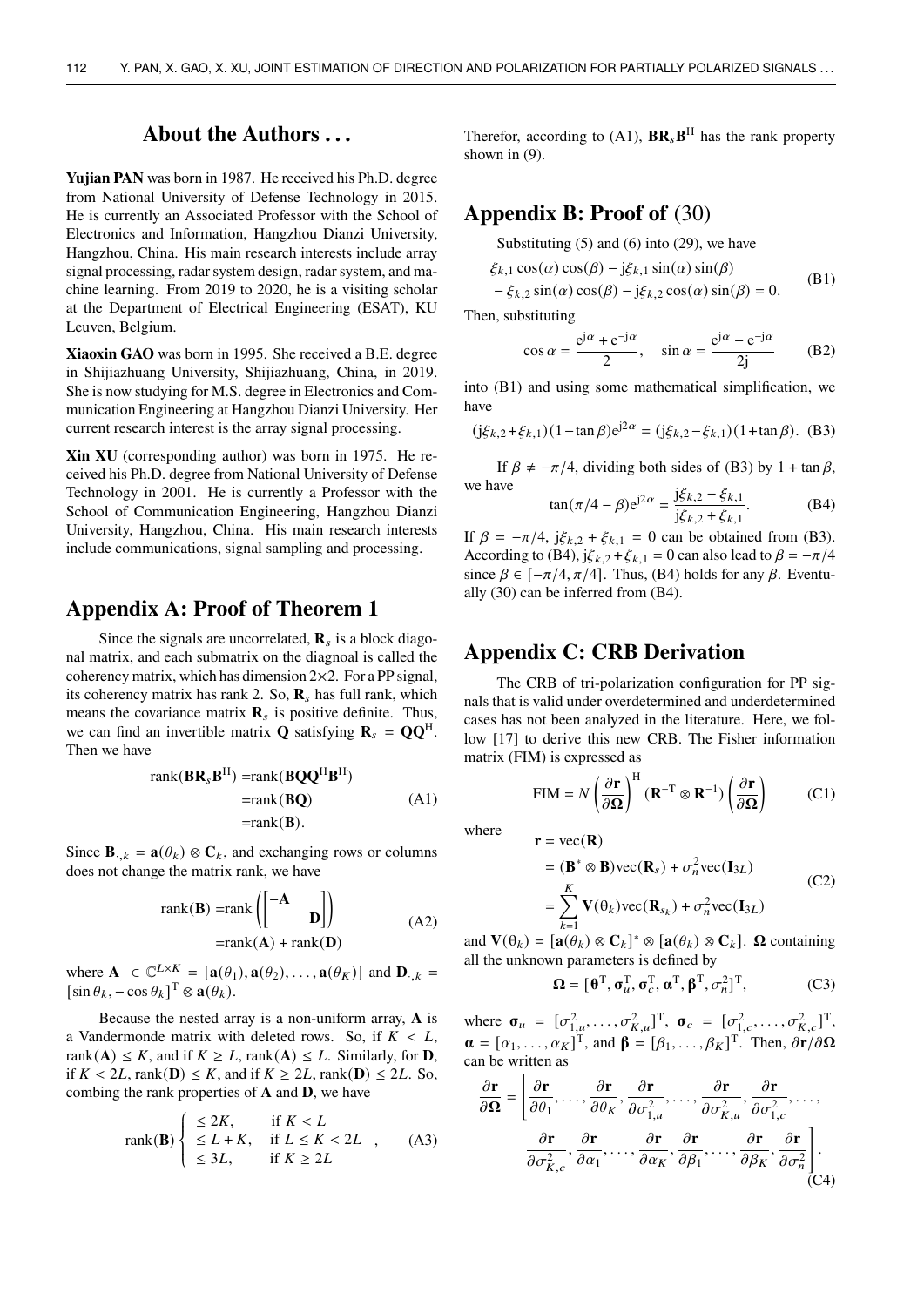## About the Authors . . .

**Yujian PAN** was born in 1987. He received his Ph.D. degree from National University of Defense Technology in 2015. He is currently an Associated Professor with the School of Electronics and Information, Hangzhou Dianzi University, Hangzhou, China. His main research interests include array signal processing, radar system design, radar system, and machine learning. From 2019 to 2020, he is a visiting scholar at the Department of Electrical Engineering (ESAT), KU Leuven, Belgium.

**Xiaoxin GAO** was born in 1995. She received a B.E. degree in Shijiazhuang University, Shijiazhuang, China, in 2019. She is now studying for M.S. degree in Electronics and Communication Engineering at Hangzhou Dianzi University. Her current research interest is the array signal processing.

**Xin XU** (corresponding author) was born in 1975. He received his Ph.D. degree from National University of Defense Technology in 2001. He is currently a Professor with the School of Communication Engineering, Hangzhou Dianzi University, Hangzhou, China. His main research interests include communications, signal sampling and processing.

## Appendix A: Proof of Theorem 1

Since the signals are uncorrelated, $\mathbf{R}_s$ is a block diagonal matrix, and each submatrix on the diagonal is called the coherency matrix, which has dimension 2×2. For a PP signal, its coherency matrix has rank 2. So, $\mathbf{R}_s$ has full rank, which means the covariance matrix $\mathbf{R}_s$ is positive definite. Thus, we can find an invertible matrix $\mathbf{Q}$ satisfying $\mathbf{R}_s = \mathbf{Q}\mathbf{Q}^{\mathrm{H}}$. Then we have

$$\begin{aligned}\mathrm{rank}(\mathbf{B}\mathbf{R}_s\mathbf{B}^{\mathrm{H}}) &= \mathrm{rank}(\mathbf{B}\mathbf{Q}\mathbf{Q}^{\mathrm{H}}\mathbf{B}^{\mathrm{H}}) \\ &= \mathrm{rank}(\mathbf{B}\mathbf{Q}) \\ &= \mathrm{rank}(\mathbf{B}).\end{aligned} \tag{A1}$$

Since $\mathbf{B}_{\cdot,k} = \mathbf{a}(\theta_k) \otimes \mathbf{C}_k$, and exchanging rows or columns does not change the matrix rank, we have

$$\begin{aligned}\mathrm{rank}(\mathbf{B}) &= \mathrm{rank}\left(\begin{bmatrix}-\mathbf{A} & \\ & \mathbf{D}\end{bmatrix}\right) \\ &= \mathrm{rank}(\mathbf{A}) + \mathrm{rank}(\mathbf{D})\end{aligned} \tag{A2}$$

where $\mathbf{A} \in \mathbb{C}^{L\times K} = [\mathbf{a}(\theta_1), \mathbf{a}(\theta_2), \ldots, \mathbf{a}(\theta_K)]$ and $\mathbf{D}_{\cdot,k} = [\sin\theta_k, -\cos\theta_k]^{\mathrm{T}} \otimes \mathbf{a}(\theta_k)$.

Because the nested array is a non-uniform array, $\mathbf{A}$ is a Vandermonde matrix with deleted rows. So, if $K < L$, $\mathrm{rank}(\mathbf{A}) \le K$, and if $K \ge L$, $\mathrm{rank}(\mathbf{A}) \le L$. Similarly, for $\mathbf{D}$, if $K < 2L$, $\mathrm{rank}(\mathbf{D}) \le K$, and if $K \ge 2L$, $\mathrm{rank}(\mathbf{D}) \le 2L$. So, combing the rank properties of $\mathbf{A}$ and $\mathbf{D}$, we have

$$\mathrm{rank}(\mathbf{B}) \begin{cases} \le 2K, & \text{if } K < L \\ \le L + K, & \text{if } L \le K < 2L \\ \le 3L, & \text{if } K \ge 2L \end{cases}, \tag{A3}$$

Therefor, according to (A1), $\mathbf{B}\mathbf{R}_s\mathbf{B}^{\mathrm{H}}$ has the rank property shown in (9).

## Appendix B: Proof of (30)

Substituting (5) and (6) into (29), we have

$$\begin{aligned}&\xi_{k,1}\cos(\alpha)\cos(\beta) - \mathrm{j}\xi_{k,1}\sin(\alpha)\sin(\beta) \\ &- \xi_{k,2}\sin(\alpha)\cos(\beta) - \mathrm{j}\xi_{k,2}\cos(\alpha)\sin(\beta) = 0.\end{aligned} \tag{B1}$$

Then, substituting

$$\cos\alpha = \frac{\mathrm{e}^{\mathrm{j}\alpha} + \mathrm{e}^{-\mathrm{j}\alpha}}{2}, \quad \sin\alpha = \frac{\mathrm{e}^{\mathrm{j}\alpha} - \mathrm{e}^{-\mathrm{j}\alpha}}{2\mathrm{j}} \tag{B2}$$

into (B1) and using some mathematical simplification, we have

$$(\mathrm{j}\xi_{k,2} + \xi_{k,1})(1 - \tan\beta)\mathrm{e}^{\mathrm{j}2\alpha} = (\mathrm{j}\xi_{k,2} - \xi_{k,1})(1 + \tan\beta). \tag{B3}$$

If $\beta \ne -\pi/4$, dividing both sides of (B3) by $1 + \tan\beta$, we have

$$\tan(\pi/4 - \beta)\mathrm{e}^{\mathrm{j}2\alpha} = \frac{\mathrm{j}\xi_{k,2} - \xi_{k,1}}{\mathrm{j}\xi_{k,2} + \xi_{k,1}}. \tag{B4}$$

If $\beta = -\pi/4$, $\mathrm{j}\xi_{k,2} + \xi_{k,1} = 0$ can be obtained from (B3). According to (B4), $\mathrm{j}\xi_{k,2} + \xi_{k,1} = 0$ can also lead to $\beta = -\pi/4$ since $\beta \in [-\pi/4, \pi/4]$. Thus, (B4) holds for any $\beta$. Eventually (30) can be inferred from (B4).

## Appendix C: CRB Derivation

The CRB of tri-polarization configuration for PP signals that is valid under overdetermined and underdetermined cases has not been analyzed in the literature. Here, we follow [17] to derive this new CRB. The Fisher information matrix (FIM) is expressed as

$$\mathrm{FIM} = N\left(\frac{\partial\mathbf{r}}{\partial\mathbf{\Omega}}\right)^{\mathrm{H}}(\mathbf{R}^{-\mathrm{T}} \otimes \mathbf{R}^{-1})\left(\frac{\partial\mathbf{r}}{\partial\mathbf{\Omega}}\right) \tag{C1}$$

where

$$\begin{aligned}\mathbf{r} &= \mathrm{vec}(\mathbf{R}) \\ &= (\mathbf{B}^* \otimes \mathbf{B})\mathrm{vec}(\mathbf{R}_s) + \sigma_n^2\mathrm{vec}(\mathbf{I}_{3L}) \\ &= \sum_{k=1}^{K}\mathbf{V}(\theta_k)\mathrm{vec}(\mathbf{R}_{s_k}) + \sigma_n^2\mathrm{vec}(\mathbf{I}_{3L})\end{aligned} \tag{C2}$$

and $\mathbf{V}(\theta_k) = [\mathbf{a}(\theta_k) \otimes \mathbf{C}_k]^* \otimes [\mathbf{a}(\theta_k) \otimes \mathbf{C}_k]$. $\mathbf{\Omega}$ containing all the unknown parameters is defined by

$$\mathbf{\Omega} = [\boldsymbol{\theta}^{\mathrm{T}}, \boldsymbol{\sigma}_u^{\mathrm{T}}, \boldsymbol{\sigma}_c^{\mathrm{T}}, \boldsymbol{\alpha}^{\mathrm{T}}, \boldsymbol{\beta}^{\mathrm{T}}, \sigma_n^2]^{\mathrm{T}}, \tag{C3}$$

where $\boldsymbol{\sigma}_u = [\sigma_{1,u}^2, \ldots, \sigma_{K,u}^2]^{\mathrm{T}}$, $\boldsymbol{\sigma}_c = [\sigma_{1,c}^2, \ldots, \sigma_{K,c}^2]^{\mathrm{T}}$, $\boldsymbol{\alpha} = [\alpha_1, \ldots, \alpha_K]^{\mathrm{T}}$, and $\boldsymbol{\beta} = [\beta_1, \ldots, \beta_K]^{\mathrm{T}}$. Then, $\partial\mathbf{r}/\partial\mathbf{\Omega}$ can be written as

$$\begin{aligned}\frac{\partial\mathbf{r}}{\partial\mathbf{\Omega}} = \Bigg[&\frac{\partial\mathbf{r}}{\partial\theta_1}, \ldots, \frac{\partial\mathbf{r}}{\partial\theta_K}, \frac{\partial\mathbf{r}}{\partial\sigma_{1,u}^2}, \ldots, \frac{\partial\mathbf{r}}{\partial\sigma_{K,u}^2}, \frac{\partial\mathbf{r}}{\partial\sigma_{1,c}^2}, \ldots, \\ &\frac{\partial\mathbf{r}}{\partial\sigma_{K,c}^2}, \frac{\partial\mathbf{r}}{\partial\alpha_1}, \ldots, \frac{\partial\mathbf{r}}{\partial\alpha_K}, \frac{\partial\mathbf{r}}{\partial\beta_1}, \ldots, \frac{\partial\mathbf{r}}{\partial\beta_K}, \frac{\partial\mathbf{r}}{\partial\sigma_n^2}\Bigg].\end{aligned} \tag{C4}$$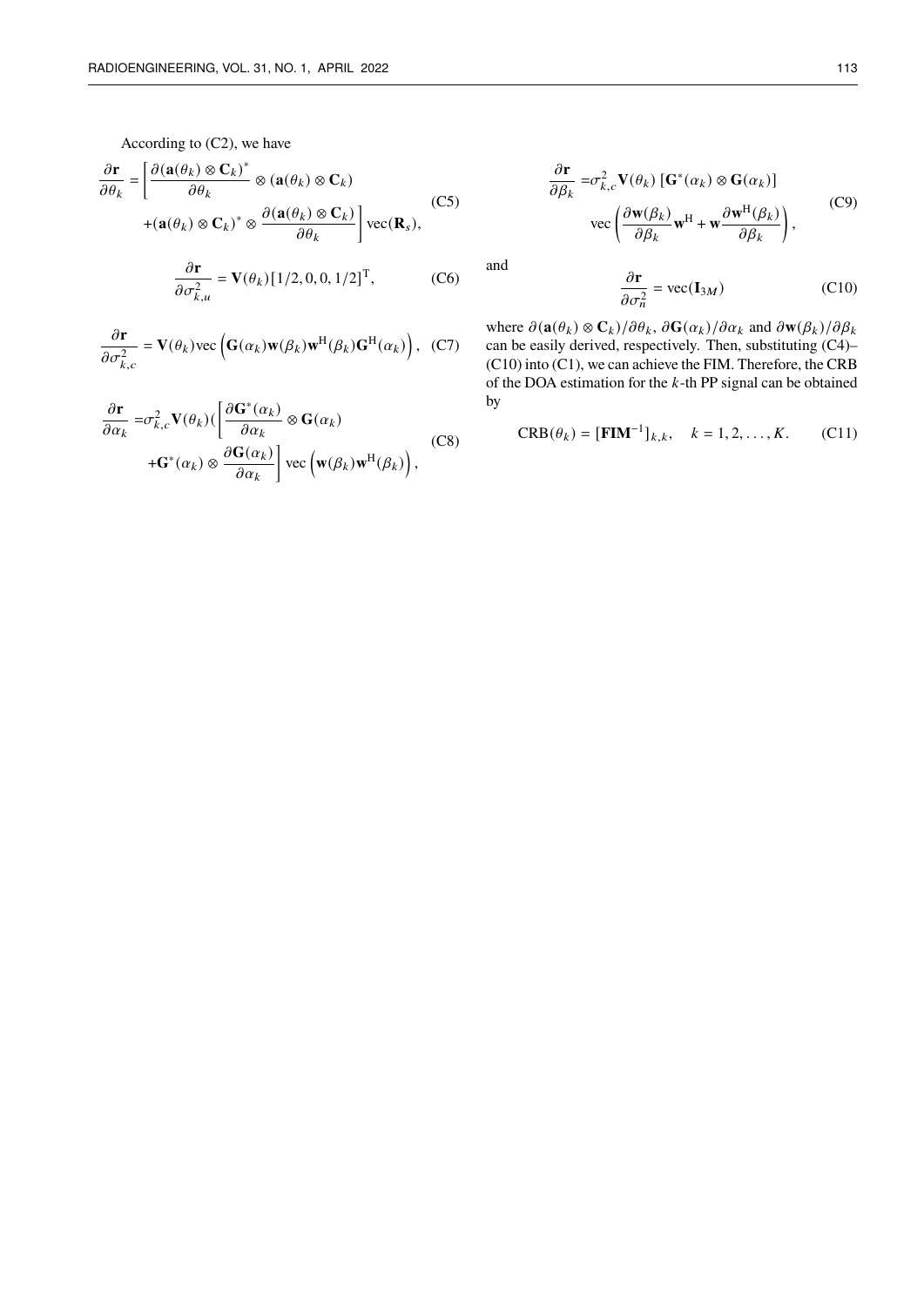According to (C2), we have

$$\frac{\partial \mathbf{r}}{\partial \theta_k} = \left[ \frac{\partial (\mathbf{a}(\theta_k) \otimes \mathbf{C}_k)^*}{\partial \theta_k} \otimes (\mathbf{a}(\theta_k) \otimes \mathbf{C}_k) + (\mathbf{a}(\theta_k) \otimes \mathbf{C}_k)^* \otimes \frac{\partial (\mathbf{a}(\theta_k) \otimes \mathbf{C}_k)}{\partial \theta_k} \right] \mathrm{vec}(\mathbf{R}_s), \tag{C5}$$

$$\frac{\partial \mathbf{r}}{\partial \sigma_{k,u}^2} = \mathbf{V}(\theta_k)[1/2, 0, 0, 1/2]^{\mathrm{T}}, \tag{C6}$$

$$\frac{\partial \mathbf{r}}{\partial \sigma_{k,c}^2} = \mathbf{V}(\theta_k)\mathrm{vec}\left(\mathbf{G}(\alpha_k)\mathbf{w}(\beta_k)\mathbf{w}^{\mathrm{H}}(\beta_k)\mathbf{G}^{\mathrm{H}}(\alpha_k)\right), \tag{C7}$$

$$\frac{\partial \mathbf{r}}{\partial \alpha_k} = \sigma_{k,c}^2 \mathbf{V}(\theta_k)\left(\left[\frac{\partial \mathbf{G}^*(\alpha_k)}{\partial \alpha_k} \otimes \mathbf{G}(\alpha_k) + \mathbf{G}^*(\alpha_k) \otimes \frac{\partial \mathbf{G}(\alpha_k)}{\partial \alpha_k}\right] \mathrm{vec}\left(\mathbf{w}(\beta_k)\mathbf{w}^{\mathrm{H}}(\beta_k)\right)\right), \tag{C8}$$

$$\frac{\partial \mathbf{r}}{\partial \beta_k} = \sigma_{k,c}^2 \mathbf{V}(\theta_k)\left[\mathbf{G}^*(\alpha_k) \otimes \mathbf{G}(\alpha_k)\right] \mathrm{vec}\left(\frac{\partial \mathbf{w}(\beta_k)}{\partial \beta_k}\mathbf{w}^{\mathrm{H}} + \mathbf{w}\frac{\partial \mathbf{w}^{\mathrm{H}}(\beta_k)}{\partial \beta_k}\right), \tag{C9}$$

and

$$\frac{\partial \mathbf{r}}{\partial \sigma_n^2} = \mathrm{vec}(\mathbf{I}_{3M}) \tag{C10}$$

where $\partial(\mathbf{a}(\theta_k) \otimes \mathbf{C}_k)/\partial\theta_k$, $\partial\mathbf{G}(\alpha_k)/\partial\alpha_k$ and $\partial\mathbf{w}(\beta_k)/\partial\beta_k$ can be easily derived, respectively. Then, substituting (C4)–(C10) into (C1), we can achieve the FIM. Therefore, the CRB of the DOA estimation for the $k$-th PP signal can be obtained by

$$\mathrm{CRB}(\theta_k) = [\mathbf{FIM}^{-1}]_{k,k}, \quad k = 1, 2, \ldots, K. \tag{C11}$$